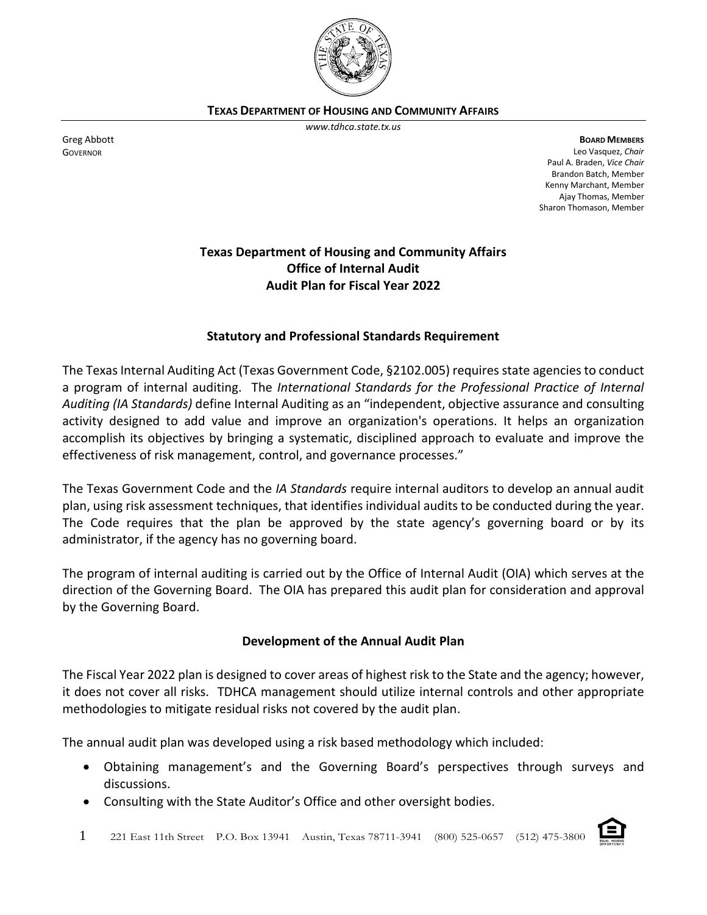**TEXAS DEPARTMENT OF HOUSING AND COMMUNITY AFFAIRS**

*www.tdhca.state.tx.us*

Greg Abbott
GOVERNOR

**BOARD MEMBERS**
Leo Vasquez, *Chair*
Paul A. Braden, *Vice Chair*
Brandon Batch, Member
Kenny Marchant, Member
Ajay Thomas, Member
Sharon Thomason, Member

# Texas Department of Housing and Community Affairs
# Office of Internal Audit
# Audit Plan for Fiscal Year 2022

## Statutory and Professional Standards Requirement

The Texas Internal Auditing Act (Texas Government Code, §2102.005) requires state agencies to conduct a program of internal auditing. The *International Standards for the Professional Practice of Internal Auditing (IA Standards)* define Internal Auditing as an "independent, objective assurance and consulting activity designed to add value and improve an organization's operations. It helps an organization accomplish its objectives by bringing a systematic, disciplined approach to evaluate and improve the effectiveness of risk management, control, and governance processes."

The Texas Government Code and the *IA Standards* require internal auditors to develop an annual audit plan, using risk assessment techniques, that identifies individual audits to be conducted during the year. The Code requires that the plan be approved by the state agency's governing board or by its administrator, if the agency has no governing board.

The program of internal auditing is carried out by the Office of Internal Audit (OIA) which serves at the direction of the Governing Board. The OIA has prepared this audit plan for consideration and approval by the Governing Board.

## Development of the Annual Audit Plan

The Fiscal Year 2022 plan is designed to cover areas of highest risk to the State and the agency; however, it does not cover all risks. TDHCA management should utilize internal controls and other appropriate methodologies to mitigate residual risks not covered by the audit plan.

The annual audit plan was developed using a risk based methodology which included:

- Obtaining management's and the Governing Board's perspectives through surveys and discussions.
- Consulting with the State Auditor's Office and other oversight bodies.

221 East 11th Street P.O. Box 13941 Austin, Texas 78711-3941 (800) 525-0657 (512) 475-3800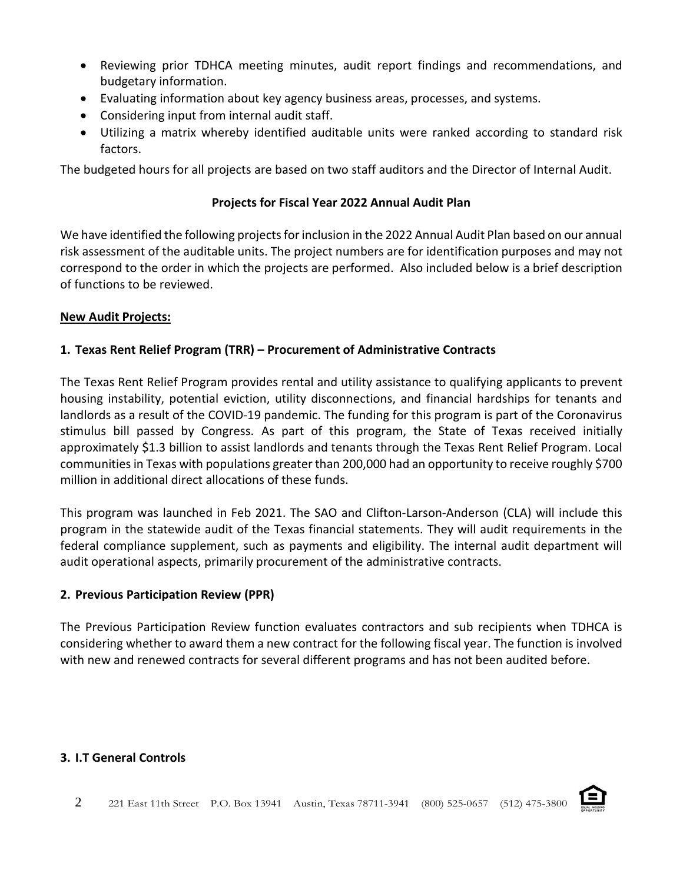- Reviewing prior TDHCA meeting minutes, audit report findings and recommendations, and budgetary information.
- Evaluating information about key agency business areas, processes, and systems.
- Considering input from internal audit staff.
- Utilizing a matrix whereby identified auditable units were ranked according to standard risk factors.

The budgeted hours for all projects are based on two staff auditors and the Director of Internal Audit.

**Projects for Fiscal Year 2022 Annual Audit Plan**

We have identified the following projects for inclusion in the 2022 Annual Audit Plan based on our annual risk assessment of the auditable units. The project numbers are for identification purposes and may not correspond to the order in which the projects are performed. Also included below is a brief description of functions to be reviewed.

**New Audit Projects:**

**1. Texas Rent Relief Program (TRR) – Procurement of Administrative Contracts**

The Texas Rent Relief Program provides rental and utility assistance to qualifying applicants to prevent housing instability, potential eviction, utility disconnections, and financial hardships for tenants and landlords as a result of the COVID-19 pandemic. The funding for this program is part of the Coronavirus stimulus bill passed by Congress. As part of this program, the State of Texas received initially approximately $1.3 billion to assist landlords and tenants through the Texas Rent Relief Program. Local communities in Texas with populations greater than 200,000 had an opportunity to receive roughly $700 million in additional direct allocations of these funds.

This program was launched in Feb 2021. The SAO and Clifton-Larson-Anderson (CLA) will include this program in the statewide audit of the Texas financial statements. They will audit requirements in the federal compliance supplement, such as payments and eligibility. The internal audit department will audit operational aspects, primarily procurement of the administrative contracts.

**2. Previous Participation Review (PPR)**

The Previous Participation Review function evaluates contractors and sub recipients when TDHCA is considering whether to award them a new contract for the following fiscal year. The function is involved with new and renewed contracts for several different programs and has not been audited before.

**3. I.T General Controls**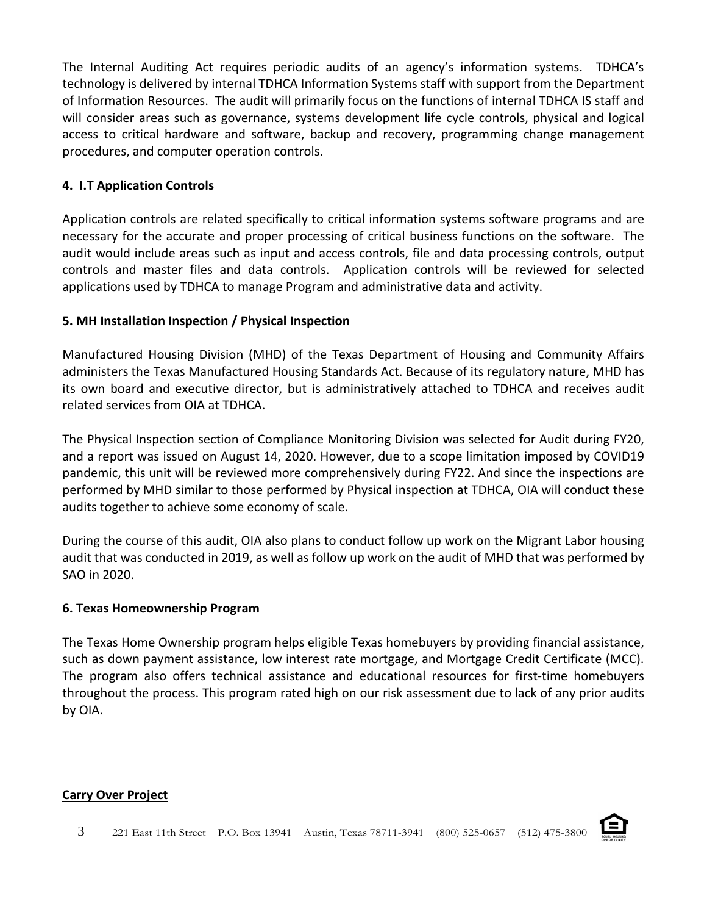The Internal Auditing Act requires periodic audits of an agency's information systems. TDHCA's technology is delivered by internal TDHCA Information Systems staff with support from the Department of Information Resources. The audit will primarily focus on the functions of internal TDHCA IS staff and will consider areas such as governance, systems development life cycle controls, physical and logical access to critical hardware and software, backup and recovery, programming change management procedures, and computer operation controls.

### 4. I.T Application Controls

Application controls are related specifically to critical information systems software programs and are necessary for the accurate and proper processing of critical business functions on the software. The audit would include areas such as input and access controls, file and data processing controls, output controls and master files and data controls. Application controls will be reviewed for selected applications used by TDHCA to manage Program and administrative data and activity.

### 5. MH Installation Inspection / Physical Inspection

Manufactured Housing Division (MHD) of the Texas Department of Housing and Community Affairs administers the Texas Manufactured Housing Standards Act. Because of its regulatory nature, MHD has its own board and executive director, but is administratively attached to TDHCA and receives audit related services from OIA at TDHCA.

The Physical Inspection section of Compliance Monitoring Division was selected for Audit during FY20, and a report was issued on August 14, 2020. However, due to a scope limitation imposed by COVID19 pandemic, this unit will be reviewed more comprehensively during FY22. And since the inspections are performed by MHD similar to those performed by Physical inspection at TDHCA, OIA will conduct these audits together to achieve some economy of scale.

During the course of this audit, OIA also plans to conduct follow up work on the Migrant Labor housing audit that was conducted in 2019, as well as follow up work on the audit of MHD that was performed by SAO in 2020.

### 6. Texas Homeownership Program

The Texas Home Ownership program helps eligible Texas homebuyers by providing financial assistance, such as down payment assistance, low interest rate mortgage, and Mortgage Credit Certificate (MCC). The program also offers technical assistance and educational resources for first-time homebuyers throughout the process. This program rated high on our risk assessment due to lack of any prior audits by OIA.

### Carry Over Project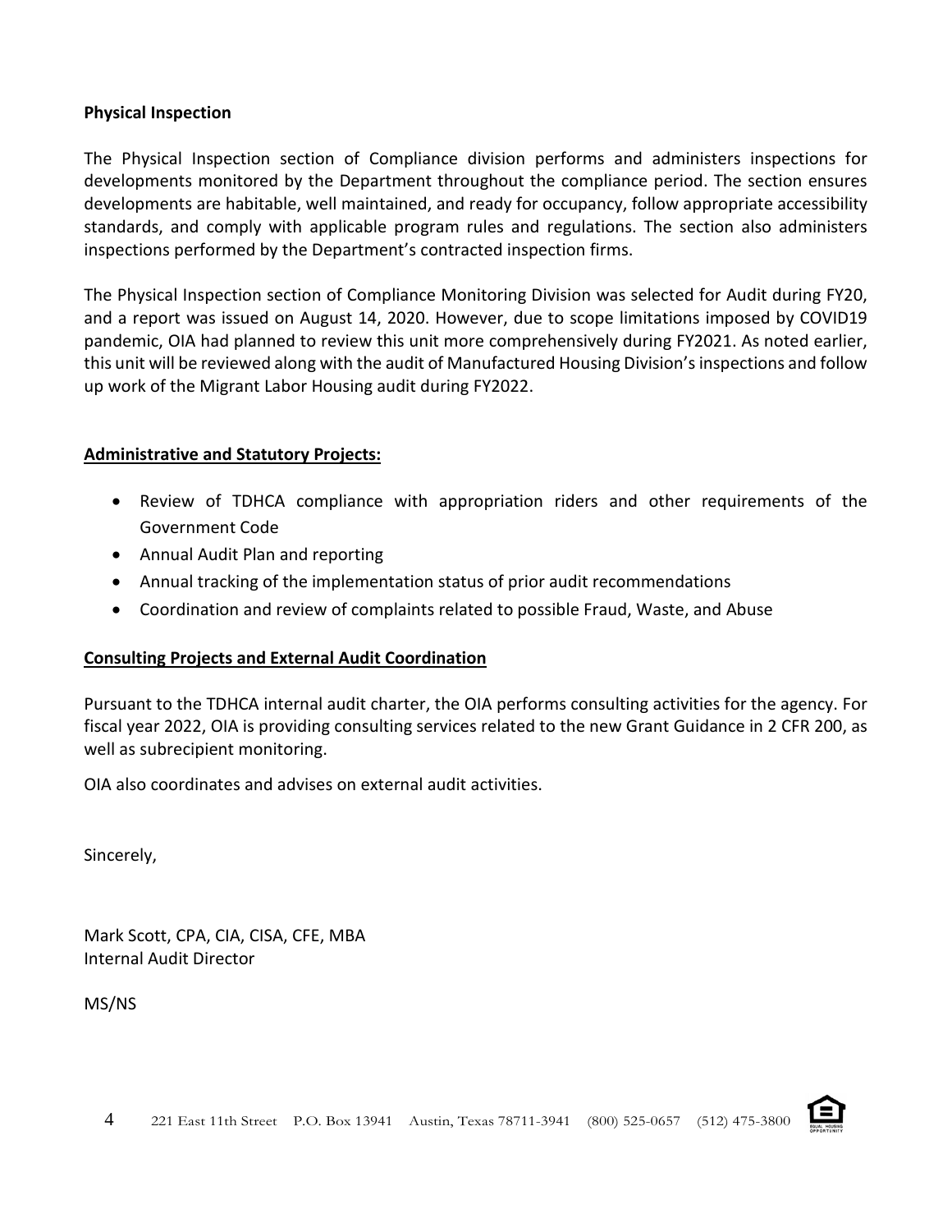**Physical Inspection**

The Physical Inspection section of Compliance division performs and administers inspections for developments monitored by the Department throughout the compliance period. The section ensures developments are habitable, well maintained, and ready for occupancy, follow appropriate accessibility standards, and comply with applicable program rules and regulations. The section also administers inspections performed by the Department's contracted inspection firms.

The Physical Inspection section of Compliance Monitoring Division was selected for Audit during FY20, and a report was issued on August 14, 2020. However, due to scope limitations imposed by COVID19 pandemic, OIA had planned to review this unit more comprehensively during FY2021. As noted earlier, this unit will be reviewed along with the audit of Manufactured Housing Division's inspections and follow up work of the Migrant Labor Housing audit during FY2022.

**Administrative and Statutory Projects:**

- Review of TDHCA compliance with appropriation riders and other requirements of the Government Code
- Annual Audit Plan and reporting
- Annual tracking of the implementation status of prior audit recommendations
- Coordination and review of complaints related to possible Fraud, Waste, and Abuse

**Consulting Projects and External Audit Coordination**

Pursuant to the TDHCA internal audit charter, the OIA performs consulting activities for the agency. For fiscal year 2022, OIA is providing consulting services related to the new Grant Guidance in 2 CFR 200, as well as subrecipient monitoring.

OIA also coordinates and advises on external audit activities.

Sincerely,

Mark Scott, CPA, CIA, CISA, CFE, MBA
Internal Audit Director

MS/NS